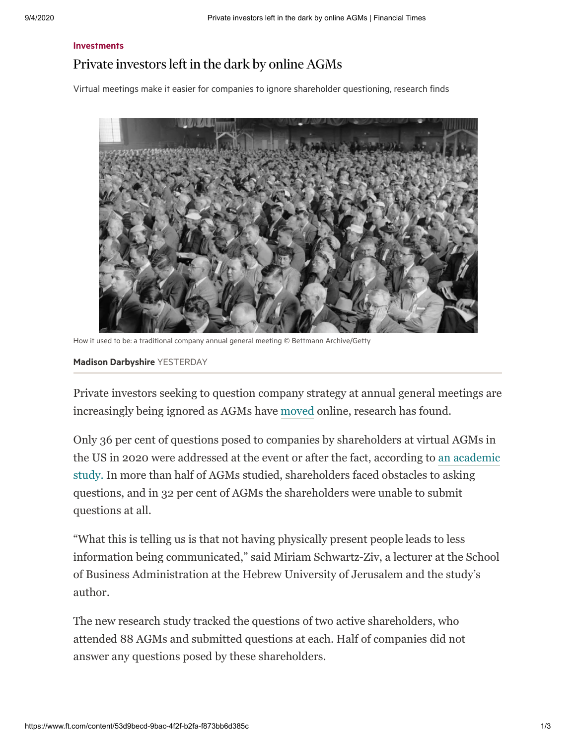Investments

# Private investors left in the dark by online AGMs

Virtual meetings make it easier for companies to ignore shareholder questioning, research finds

How it used to be: a traditional company annual general meeting © Bettmann Archive/Getty

**Madison Darbyshire** YESTERDAY

Private investors seeking to question company strategy at annual general meetings are increasingly being ignored as AGMs have moved online, research has found.

Only 36 per cent of questions posed to companies by shareholders at virtual AGMs in the US in 2020 were addressed at the event or after the fact, according to an academic study. In more than half of AGMs studied, shareholders faced obstacles to asking questions, and in 32 per cent of AGMs the shareholders were unable to submit questions at all.

"What this is telling us is that not having physically present people leads to less information being communicated," said Miriam Schwartz-Ziv, a lecturer at the School of Business Administration at the Hebrew University of Jerusalem and the study's author.

The new research study tracked the questions of two active shareholders, who attended 88 AGMs and submitted questions at each. Half of companies did not answer any questions posed by these shareholders.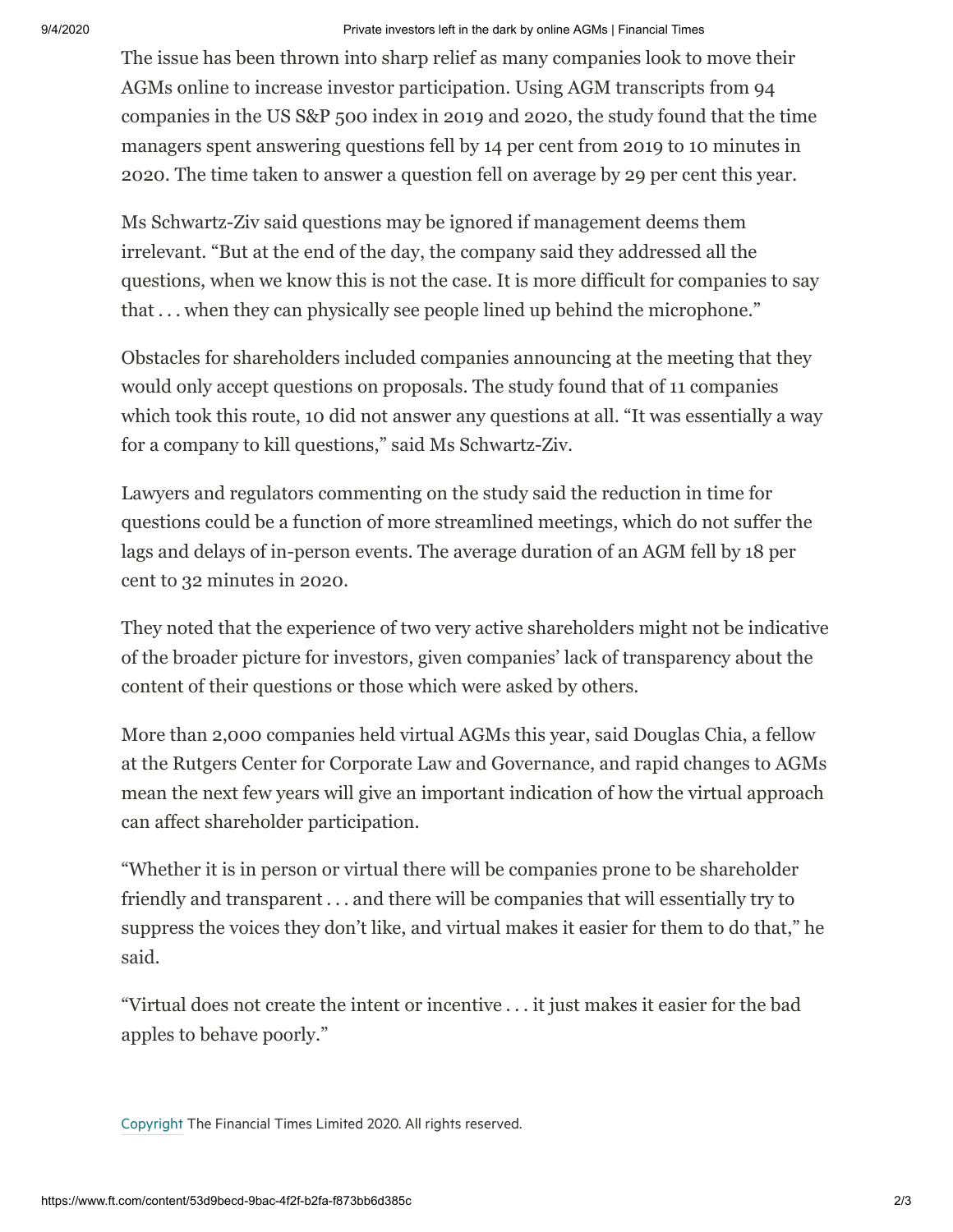The issue has been thrown into sharp relief as many companies look to move their AGMs online to increase investor participation. Using AGM transcripts from 94 companies in the US S&P 500 index in 2019 and 2020, the study found that the time managers spent answering questions fell by 14 per cent from 2019 to 10 minutes in 2020. The time taken to answer a question fell on average by 29 per cent this year.

Ms Schwartz-Ziv said questions may be ignored if management deems them irrelevant. "But at the end of the day, the company said they addressed all the questions, when we know this is not the case. It is more difficult for companies to say that . . . when they can physically see people lined up behind the microphone."

Obstacles for shareholders included companies announcing at the meeting that they would only accept questions on proposals. The study found that of 11 companies which took this route, 10 did not answer any questions at all. "It was essentially a way for a company to kill questions," said Ms Schwartz-Ziv.

Lawyers and regulators commenting on the study said the reduction in time for questions could be a function of more streamlined meetings, which do not suffer the lags and delays of in-person events. The average duration of an AGM fell by 18 per cent to 32 minutes in 2020.

They noted that the experience of two very active shareholders might not be indicative of the broader picture for investors, given companies' lack of transparency about the content of their questions or those which were asked by others.

More than 2,000 companies held virtual AGMs this year, said Douglas Chia, a fellow at the Rutgers Center for Corporate Law and Governance, and rapid changes to AGMs mean the next few years will give an important indication of how the virtual approach can affect shareholder participation.

"Whether it is in person or virtual there will be companies prone to be shareholder friendly and transparent . . . and there will be companies that will essentially try to suppress the voices they don't like, and virtual makes it easier for them to do that," he said.

"Virtual does not create the intent or incentive . . . it just makes it easier for the bad apples to behave poorly."

Copyright The Financial Times Limited 2020. All rights reserved.